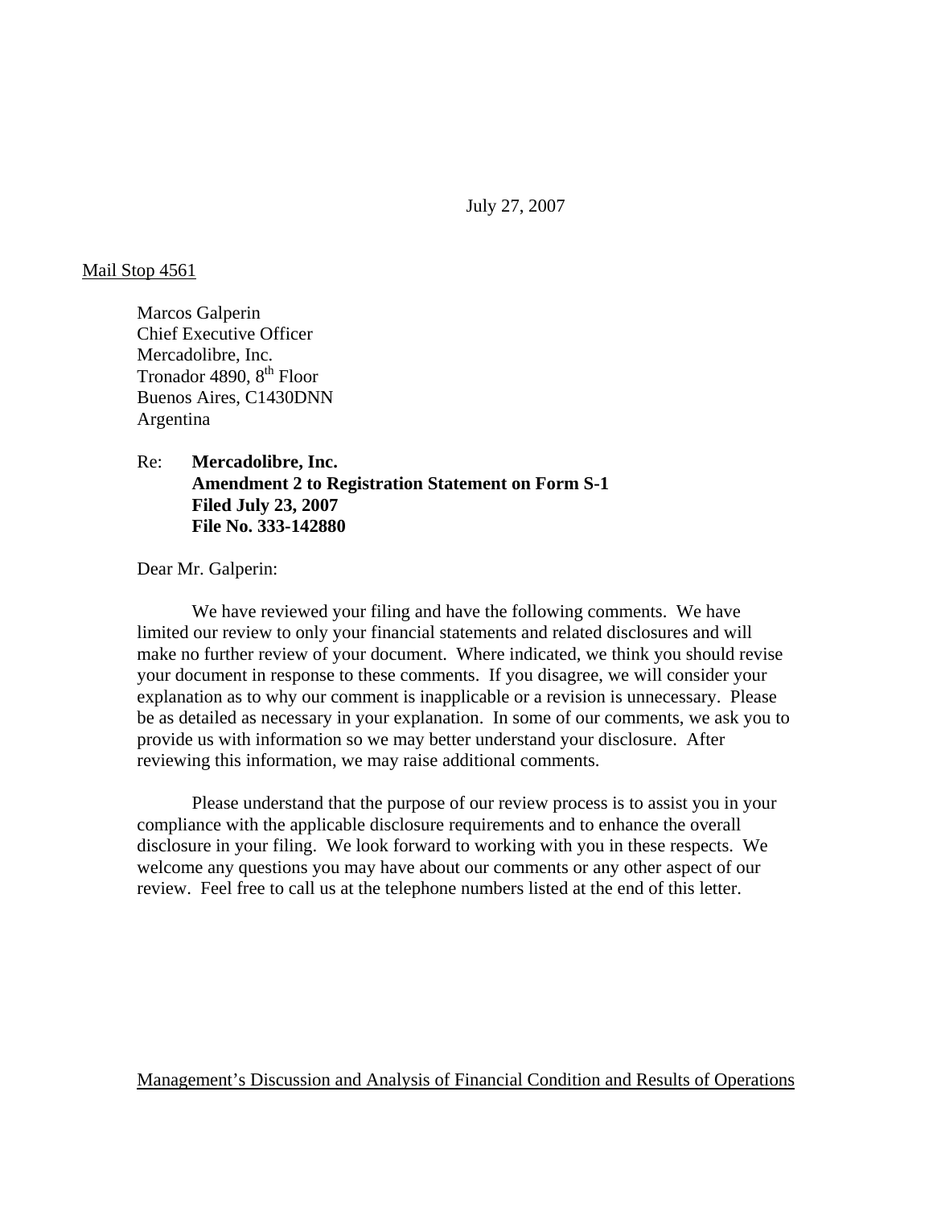July 27, 2007

Mail Stop 4561

Marcos Galperin
Chief Executive Officer
Mercadolibre, Inc.
Tronador 4890, 8th Floor
Buenos Aires, C1430DNN
Argentina

Re: **Mercadolibre, Inc.**
**Amendment 2 to Registration Statement on Form S-1**
**Filed July 23, 2007**
**File No. 333-142880**

Dear Mr. Galperin:

We have reviewed your filing and have the following comments. We have limited our review to only your financial statements and related disclosures and will make no further review of your document. Where indicated, we think you should revise your document in response to these comments. If you disagree, we will consider your explanation as to why our comment is inapplicable or a revision is unnecessary. Please be as detailed as necessary in your explanation. In some of our comments, we ask you to provide us with information so we may better understand your disclosure. After reviewing this information, we may raise additional comments.

Please understand that the purpose of our review process is to assist you in your compliance with the applicable disclosure requirements and to enhance the overall disclosure in your filing. We look forward to working with you in these respects. We welcome any questions you may have about our comments or any other aspect of our review. Feel free to call us at the telephone numbers listed at the end of this letter.

Management's Discussion and Analysis of Financial Condition and Results of Operations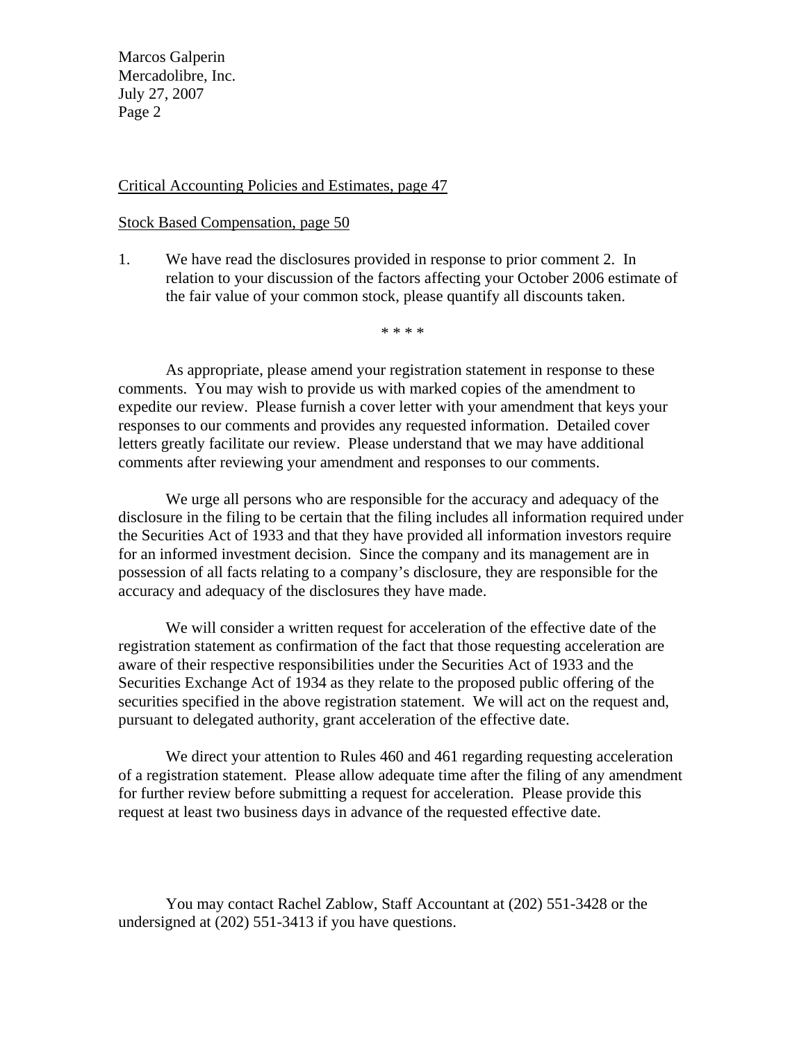Critical Accounting Policies and Estimates, page 47

Stock Based Compensation, page 50

1. We have read the disclosures provided in response to prior comment 2. In relation to your discussion of the factors affecting your October 2006 estimate of the fair value of your common stock, please quantify all discounts taken.

\* \* \* \*

As appropriate, please amend your registration statement in response to these comments. You may wish to provide us with marked copies of the amendment to expedite our review. Please furnish a cover letter with your amendment that keys your responses to our comments and provides any requested information. Detailed cover letters greatly facilitate our review. Please understand that we may have additional comments after reviewing your amendment and responses to our comments.

We urge all persons who are responsible for the accuracy and adequacy of the disclosure in the filing to be certain that the filing includes all information required under the Securities Act of 1933 and that they have provided all information investors require for an informed investment decision. Since the company and its management are in possession of all facts relating to a company's disclosure, they are responsible for the accuracy and adequacy of the disclosures they have made.

We will consider a written request for acceleration of the effective date of the registration statement as confirmation of the fact that those requesting acceleration are aware of their respective responsibilities under the Securities Act of 1933 and the Securities Exchange Act of 1934 as they relate to the proposed public offering of the securities specified in the above registration statement. We will act on the request and, pursuant to delegated authority, grant acceleration of the effective date.

We direct your attention to Rules 460 and 461 regarding requesting acceleration of a registration statement. Please allow adequate time after the filing of any amendment for further review before submitting a request for acceleration. Please provide this request at least two business days in advance of the requested effective date.

You may contact Rachel Zablow, Staff Accountant at (202) 551-3428 or the undersigned at (202) 551-3413 if you have questions.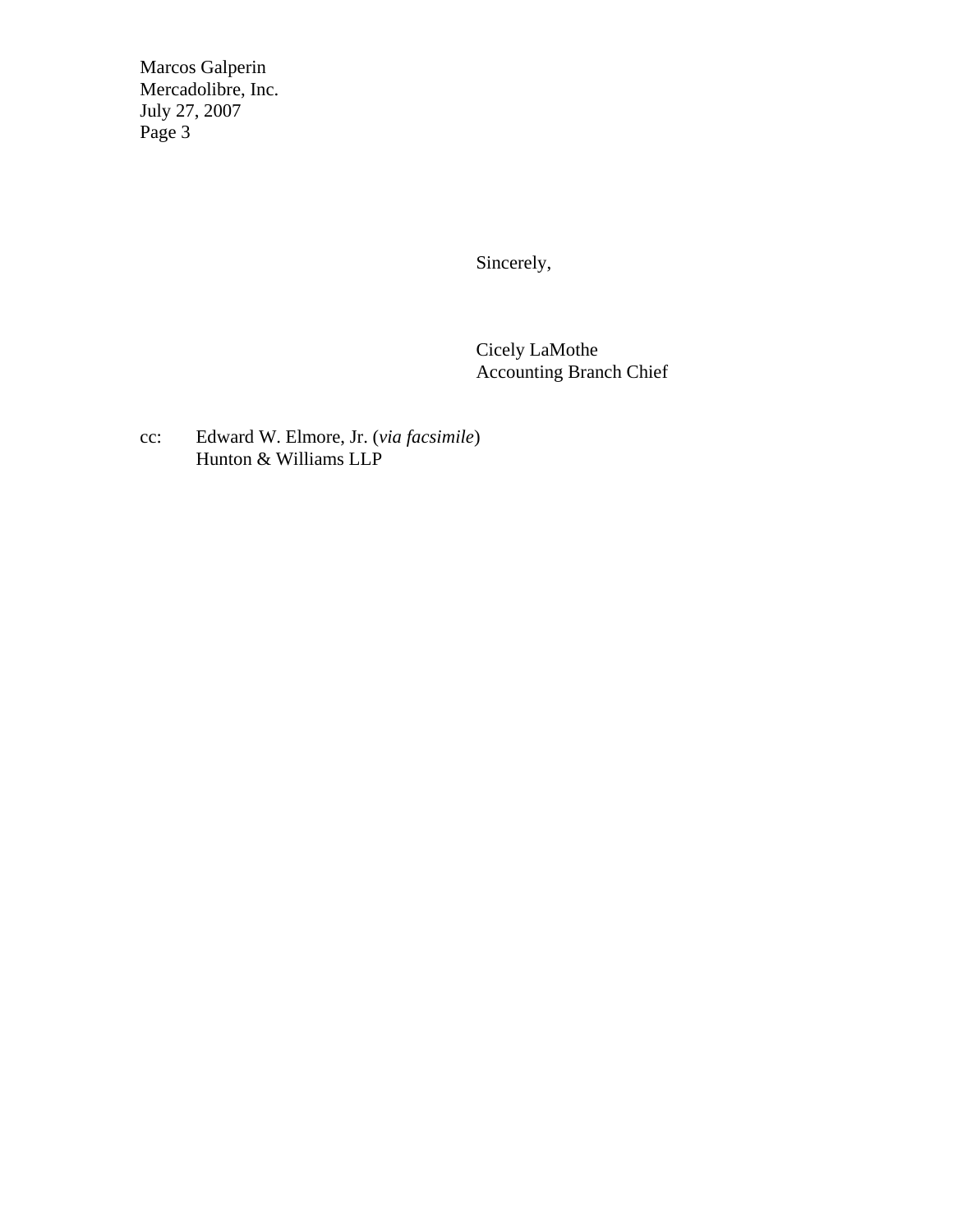Sincerely,

Cicely LaMothe
Accounting Branch Chief

cc: Edward W. Elmore, Jr. (*via facsimile*)
Hunton & Williams LLP